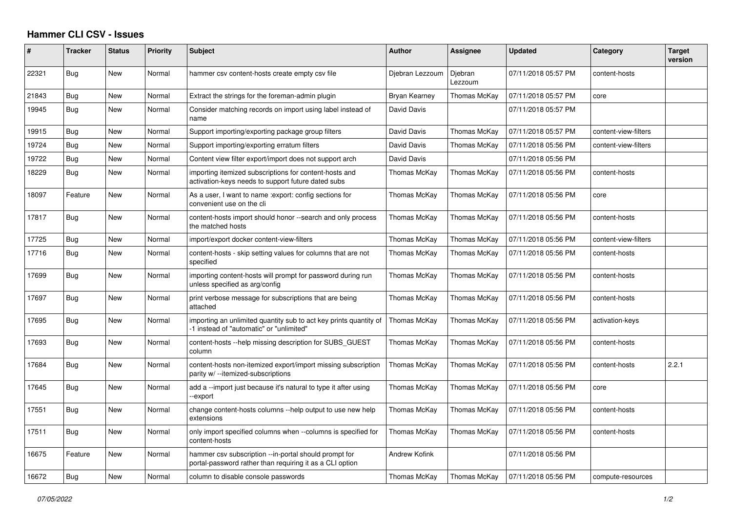# Hammer CLI CSV - Issues

| # | Tracker | Status | Priority | Subject | Author | Assignee | Updated | Category | Target version |
|---|---|---|---|---|---|---|---|---|---|
| 22321 | Bug | New | Normal | hammer csv content-hosts create empty csv file | Djebran Lezzoum | Djebran Lezzoum | 07/11/2018 05:57 PM | content-hosts | |
| 21843 | Bug | New | Normal | Extract the strings for the foreman-admin plugin | Bryan Kearney | Thomas McKay | 07/11/2018 05:57 PM | core | |
| 19945 | Bug | New | Normal | Consider matching records on import using label instead of name | David Davis | | 07/11/2018 05:57 PM | | |
| 19915 | Bug | New | Normal | Support importing/exporting package group filters | David Davis | Thomas McKay | 07/11/2018 05:57 PM | content-view-filters | |
| 19724 | Bug | New | Normal | Support importing/exporting erratum filters | David Davis | Thomas McKay | 07/11/2018 05:56 PM | content-view-filters | |
| 19722 | Bug | New | Normal | Content view filter export/import does not support arch | David Davis | | 07/11/2018 05:56 PM | | |
| 18229 | Bug | New | Normal | importing itemized subscriptions for content-hosts and activation-keys needs to support future dated subs | Thomas McKay | Thomas McKay | 07/11/2018 05:56 PM | content-hosts | |
| 18097 | Feature | New | Normal | As a user, I want to name :export: config sections for convenient use on the cli | Thomas McKay | Thomas McKay | 07/11/2018 05:56 PM | core | |
| 17817 | Bug | New | Normal | content-hosts import should honor --search and only process the matched hosts | Thomas McKay | Thomas McKay | 07/11/2018 05:56 PM | content-hosts | |
| 17725 | Bug | New | Normal | import/export docker content-view-filters | Thomas McKay | Thomas McKay | 07/11/2018 05:56 PM | content-view-filters | |
| 17716 | Bug | New | Normal | content-hosts - skip setting values for columns that are not specified | Thomas McKay | Thomas McKay | 07/11/2018 05:56 PM | content-hosts | |
| 17699 | Bug | New | Normal | importing content-hosts will prompt for password during run unless specified as arg/config | Thomas McKay | Thomas McKay | 07/11/2018 05:56 PM | content-hosts | |
| 17697 | Bug | New | Normal | print verbose message for subscriptions that are being attached | Thomas McKay | Thomas McKay | 07/11/2018 05:56 PM | content-hosts | |
| 17695 | Bug | New | Normal | importing an unlimited quantity sub to act key prints quantity of -1 instead of "automatic" or "unlimited" | Thomas McKay | Thomas McKay | 07/11/2018 05:56 PM | activation-keys | |
| 17693 | Bug | New | Normal | content-hosts --help missing description for SUBS_GUEST column | Thomas McKay | Thomas McKay | 07/11/2018 05:56 PM | content-hosts | |
| 17684 | Bug | New | Normal | content-hosts non-itemized export/import missing subscription parity w/ --itemized-subscriptions | Thomas McKay | Thomas McKay | 07/11/2018 05:56 PM | content-hosts | 2.2.1 |
| 17645 | Bug | New | Normal | add a --import just because it's natural to type it after using --export | Thomas McKay | Thomas McKay | 07/11/2018 05:56 PM | core | |
| 17551 | Bug | New | Normal | change content-hosts columns --help output to use new help extensions | Thomas McKay | Thomas McKay | 07/11/2018 05:56 PM | content-hosts | |
| 17511 | Bug | New | Normal | only import specified columns when --columns is specified for content-hosts | Thomas McKay | Thomas McKay | 07/11/2018 05:56 PM | content-hosts | |
| 16675 | Feature | New | Normal | hammer csv subscription --in-portal should prompt for portal-password rather than requiring it as a CLI option | Andrew Kofink | | 07/11/2018 05:56 PM | | |
| 16672 | Bug | New | Normal | column to disable console passwords | Thomas McKay | Thomas McKay | 07/11/2018 05:56 PM | compute-resources | |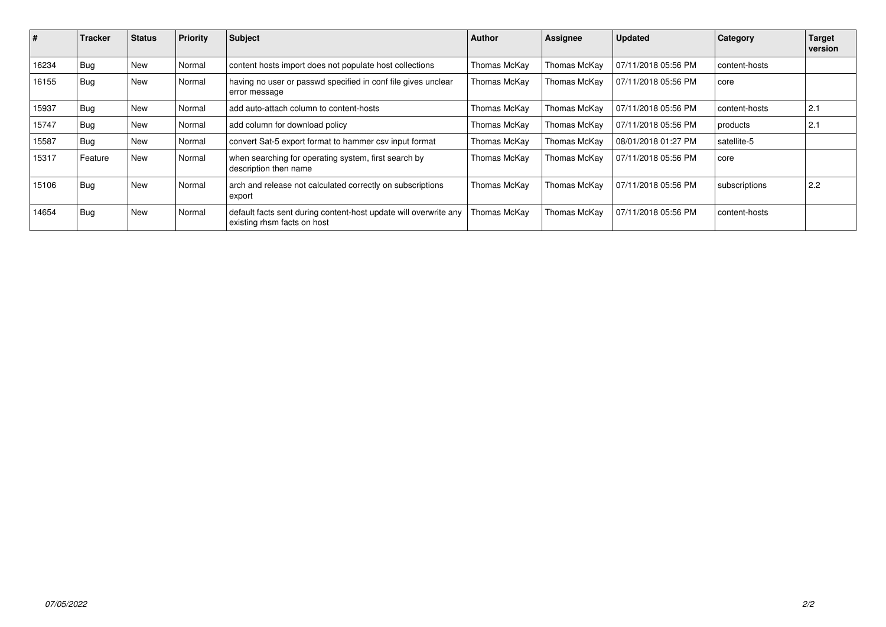| # | Tracker | Status | Priority | Subject | Author | Assignee | Updated | Category | Target version |
|---|---|---|---|---|---|---|---|---|---|
| 16234 | Bug | New | Normal | content hosts import does not populate host collections | Thomas McKay | Thomas McKay | 07/11/2018 05:56 PM | content-hosts | |
| 16155 | Bug | New | Normal | having no user or passwd specified in conf file gives unclear error message | Thomas McKay | Thomas McKay | 07/11/2018 05:56 PM | core | |
| 15937 | Bug | New | Normal | add auto-attach column to content-hosts | Thomas McKay | Thomas McKay | 07/11/2018 05:56 PM | content-hosts | 2.1 |
| 15747 | Bug | New | Normal | add column for download policy | Thomas McKay | Thomas McKay | 07/11/2018 05:56 PM | products | 2.1 |
| 15587 | Bug | New | Normal | convert Sat-5 export format to hammer csv input format | Thomas McKay | Thomas McKay | 08/01/2018 01:27 PM | satellite-5 | |
| 15317 | Feature | New | Normal | when searching for operating system, first search by description then name | Thomas McKay | Thomas McKay | 07/11/2018 05:56 PM | core | |
| 15106 | Bug | New | Normal | arch and release not calculated correctly on subscriptions export | Thomas McKay | Thomas McKay | 07/11/2018 05:56 PM | subscriptions | 2.2 |
| 14654 | Bug | New | Normal | default facts sent during content-host update will overwrite any existing rhsm facts on host | Thomas McKay | Thomas McKay | 07/11/2018 05:56 PM | content-hosts | |